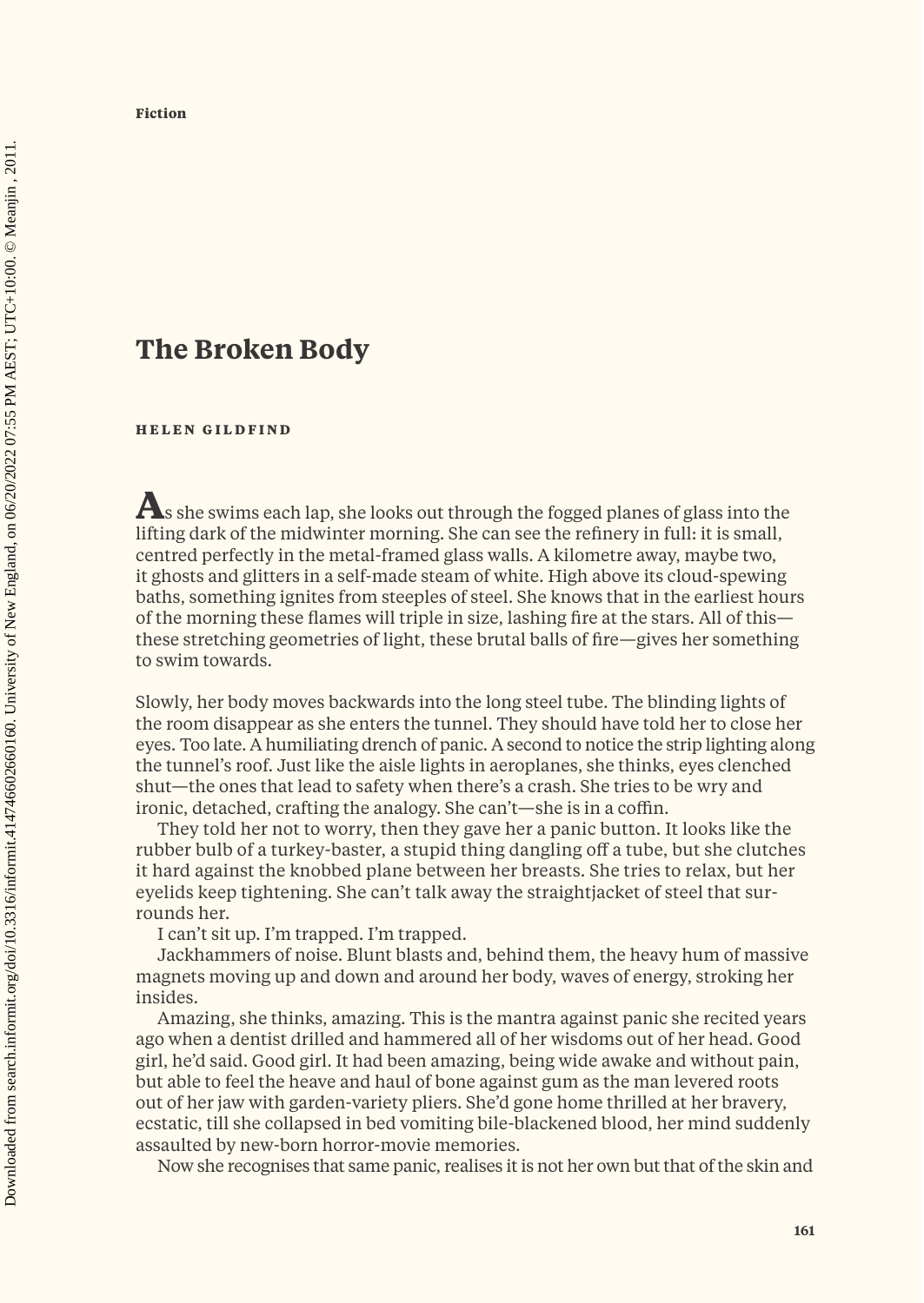**Fiction**

# The Broken Body

**HELEN GILDFIND**

As she swims each lap, she looks out through the fogged planes of glass into the lifting dark of the midwinter morning. She can see the refinery in full: it is small, centred perfectly in the metal-framed glass walls. A kilometre away, maybe two, it ghosts and glitters in a self-made steam of white. High above its cloud-spewing baths, something ignites from steeples of steel. She knows that in the earliest hours of the morning these flames will triple in size, lashing fire at the stars. All of this—these stretching geometries of light, these brutal balls of fire—gives her something to swim towards.

Slowly, her body moves backwards into the long steel tube. The blinding lights of the room disappear as she enters the tunnel. They should have told her to close her eyes. Too late. A humiliating drench of panic. A second to notice the strip lighting along the tunnel's roof. Just like the aisle lights in aeroplanes, she thinks, eyes clenched shut—the ones that lead to safety when there's a crash. She tries to be wry and ironic, detached, crafting the analogy. She can't—she is in a coffin.

They told her not to worry, then they gave her a panic button. It looks like the rubber bulb of a turkey-baster, a stupid thing dangling off a tube, but she clutches it hard against the knobbed plane between her breasts. She tries to relax, but her eyelids keep tightening. She can't talk away the straightjacket of steel that surrounds her.

I can't sit up. I'm trapped. I'm trapped.

Jackhammers of noise. Blunt blasts and, behind them, the heavy hum of massive magnets moving up and down and around her body, waves of energy, stroking her insides.

Amazing, she thinks, amazing. This is the mantra against panic she recited years ago when a dentist drilled and hammered all of her wisdoms out of her head. Good girl, he'd said. Good girl. It had been amazing, being wide awake and without pain, but able to feel the heave and haul of bone against gum as the man levered roots out of her jaw with garden-variety pliers. She'd gone home thrilled at her bravery, ecstatic, till she collapsed in bed vomiting bile-blackened blood, her mind suddenly assaulted by new-born horror-movie memories.

Now she recognises that same panic, realises it is not her own but that of the skin and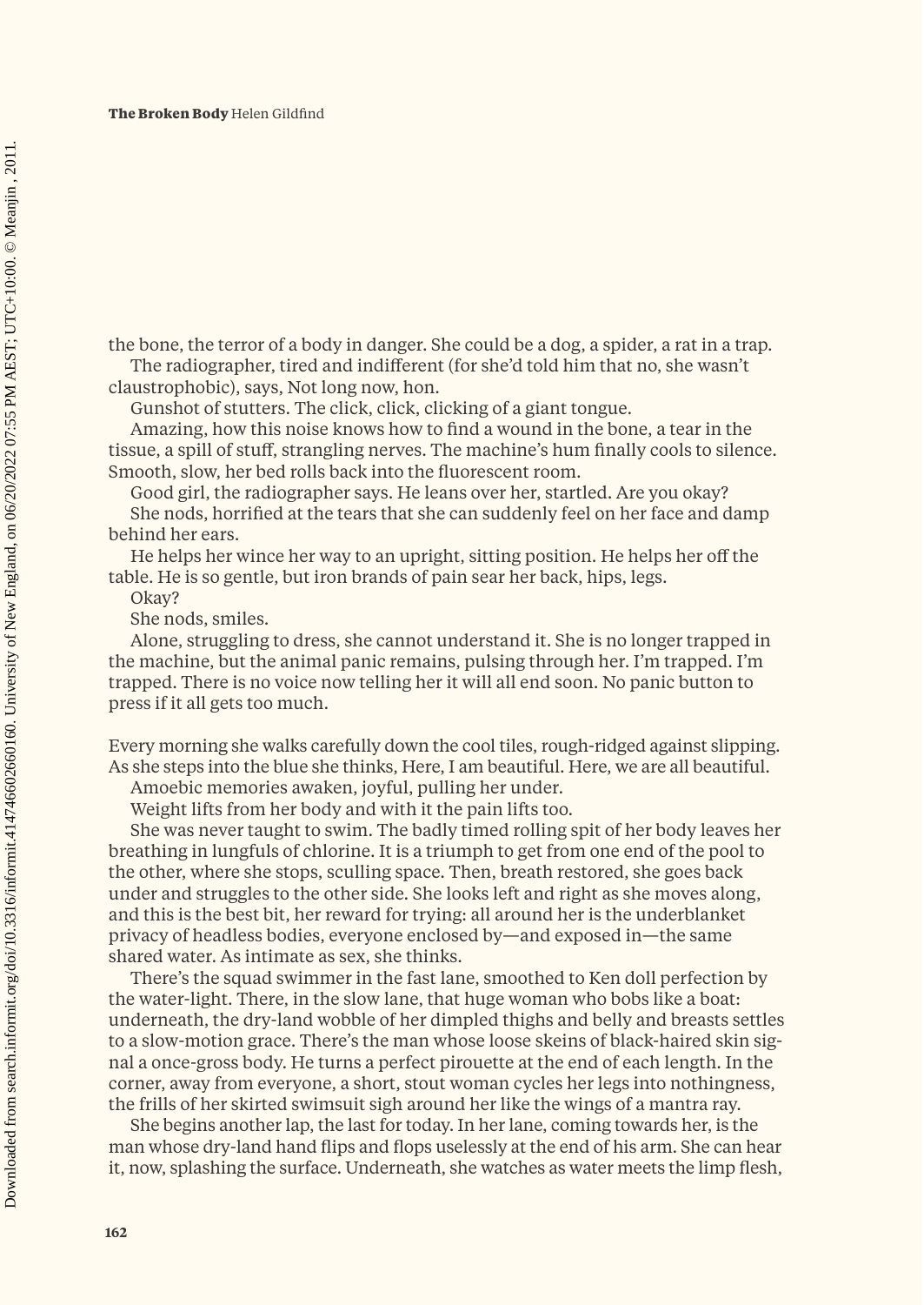the bone, the terror of a body in danger. She could be a dog, a spider, a rat in a trap.

The radiographer, tired and indifferent (for she'd told him that no, she wasn't claustrophobic), says, Not long now, hon.

Gunshot of stutters. The click, click, clicking of a giant tongue.

Amazing, how this noise knows how to find a wound in the bone, a tear in the tissue, a spill of stuff, strangling nerves. The machine's hum finally cools to silence. Smooth, slow, her bed rolls back into the fluorescent room.

Good girl, the radiographer says. He leans over her, startled. Are you okay?

She nods, horrified at the tears that she can suddenly feel on her face and damp behind her ears.

He helps her wince her way to an upright, sitting position. He helps her off the table. He is so gentle, but iron brands of pain sear her back, hips, legs.

Okay?

She nods, smiles.

Alone, struggling to dress, she cannot understand it. She is no longer trapped in the machine, but the animal panic remains, pulsing through her. I'm trapped. I'm trapped. There is no voice now telling her it will all end soon. No panic button to press if it all gets too much.

Every morning she walks carefully down the cool tiles, rough-ridged against slipping. As she steps into the blue she thinks, Here, I am beautiful. Here, we are all beautiful.

Amoebic memories awaken, joyful, pulling her under.

Weight lifts from her body and with it the pain lifts too.

She was never taught to swim. The badly timed rolling spit of her body leaves her breathing in lungfuls of chlorine. It is a triumph to get from one end of the pool to the other, where she stops, sculling space. Then, breath restored, she goes back under and struggles to the other side. She looks left and right as she moves along, and this is the best bit, her reward for trying: all around her is the underblanket privacy of headless bodies, everyone enclosed by—and exposed in—the same shared water. As intimate as sex, she thinks.

There's the squad swimmer in the fast lane, smoothed to Ken doll perfection by the water-light. There, in the slow lane, that huge woman who bobs like a boat: underneath, the dry-land wobble of her dimpled thighs and belly and breasts settles to a slow-motion grace. There's the man whose loose skeins of black-haired skin signal a once-gross body. He turns a perfect pirouette at the end of each length. In the corner, away from everyone, a short, stout woman cycles her legs into nothingness, the frills of her skirted swimsuit sigh around her like the wings of a mantra ray.

She begins another lap, the last for today. In her lane, coming towards her, is the man whose dry-land hand flips and flops uselessly at the end of his arm. She can hear it, now, splashing the surface. Underneath, she watches as water meets the limp flesh,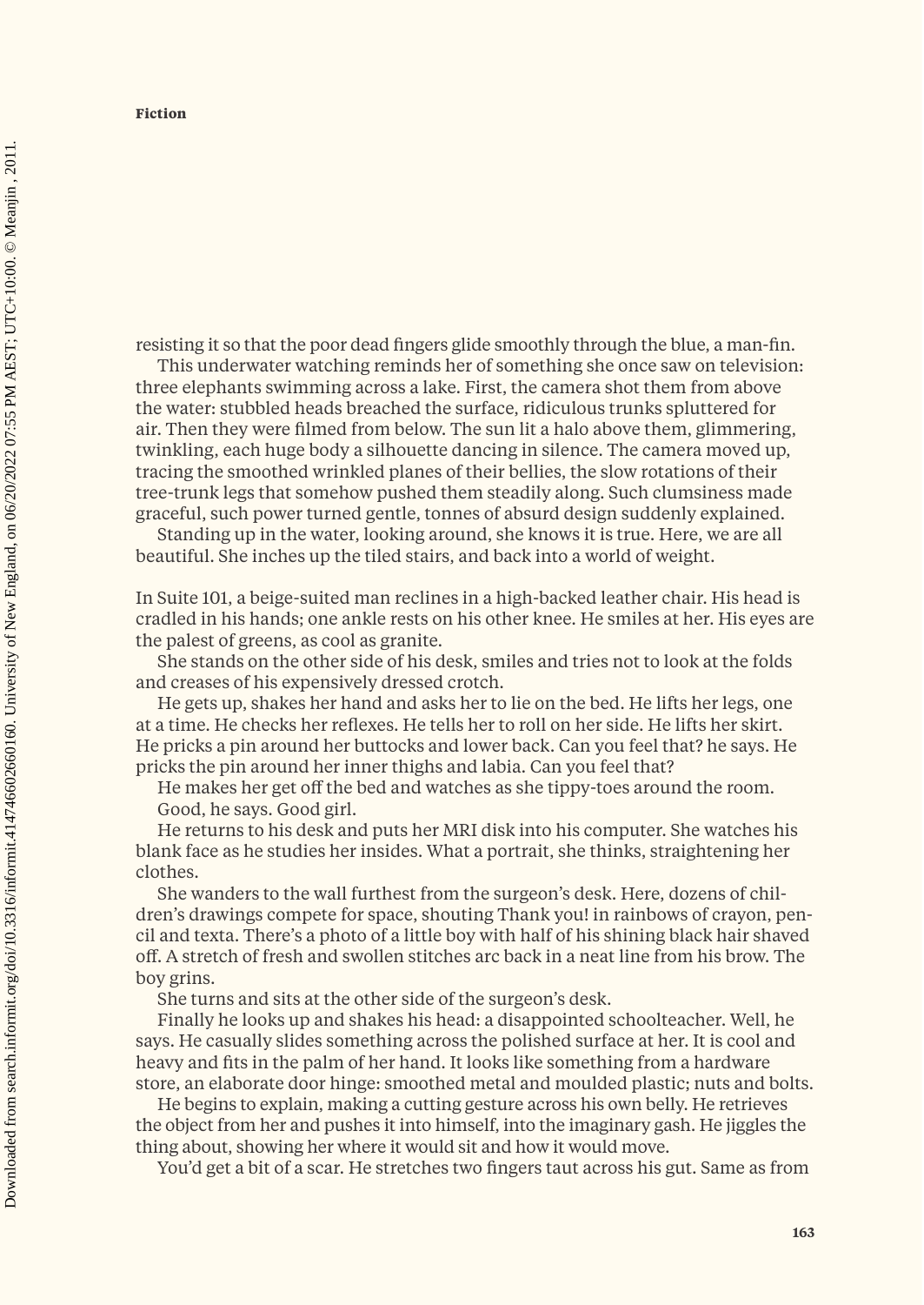resisting it so that the poor dead fingers glide smoothly through the blue, a man-fin.

This underwater watching reminds her of something she once saw on television: three elephants swimming across a lake. First, the camera shot them from above the water: stubbled heads breached the surface, ridiculous trunks spluttered for air. Then they were filmed from below. The sun lit a halo above them, glimmering, twinkling, each huge body a silhouette dancing in silence. The camera moved up, tracing the smoothed wrinkled planes of their bellies, the slow rotations of their tree-trunk legs that somehow pushed them steadily along. Such clumsiness made graceful, such power turned gentle, tonnes of absurd design suddenly explained.

Standing up in the water, looking around, she knows it is true. Here, we are all beautiful. She inches up the tiled stairs, and back into a world of weight.

In Suite 101, a beige-suited man reclines in a high-backed leather chair. His head is cradled in his hands; one ankle rests on his other knee. He smiles at her. His eyes are the palest of greens, as cool as granite.

She stands on the other side of his desk, smiles and tries not to look at the folds and creases of his expensively dressed crotch.

He gets up, shakes her hand and asks her to lie on the bed. He lifts her legs, one at a time. He checks her reflexes. He tells her to roll on her side. He lifts her skirt. He pricks a pin around her buttocks and lower back. Can you feel that? he says. He pricks the pin around her inner thighs and labia. Can you feel that?

He makes her get off the bed and watches as she tippy-toes around the room.

Good, he says. Good girl.

He returns to his desk and puts her MRI disk into his computer. She watches his blank face as he studies her insides. What a portrait, she thinks, straightening her clothes.

She wanders to the wall furthest from the surgeon's desk. Here, dozens of children's drawings compete for space, shouting Thank you! in rainbows of crayon, pencil and texta. There's a photo of a little boy with half of his shining black hair shaved off. A stretch of fresh and swollen stitches arc back in a neat line from his brow. The boy grins.

She turns and sits at the other side of the surgeon's desk.

Finally he looks up and shakes his head: a disappointed schoolteacher. Well, he says. He casually slides something across the polished surface at her. It is cool and heavy and fits in the palm of her hand. It looks like something from a hardware store, an elaborate door hinge: smoothed metal and moulded plastic; nuts and bolts.

He begins to explain, making a cutting gesture across his own belly. He retrieves the object from her and pushes it into himself, into the imaginary gash. He jiggles the thing about, showing her where it would sit and how it would move.

You'd get a bit of a scar. He stretches two fingers taut across his gut. Same as from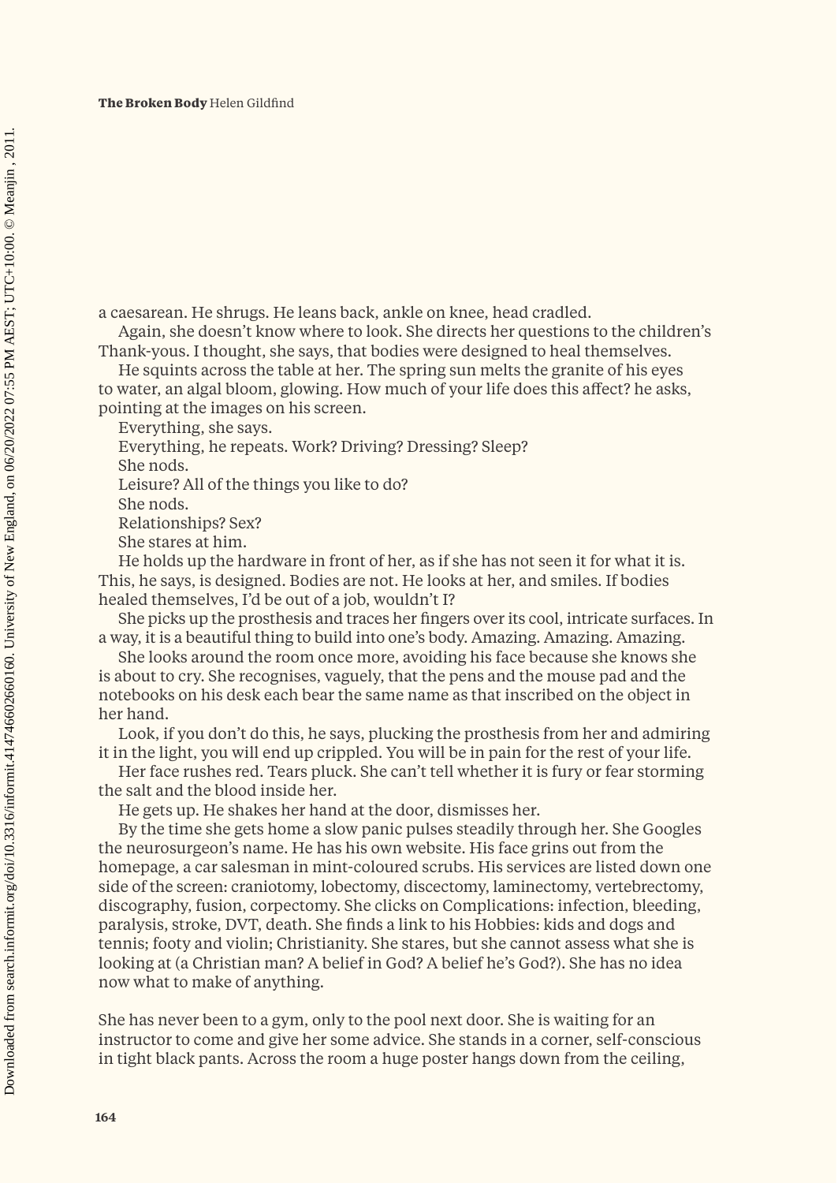a caesarean. He shrugs. He leans back, ankle on knee, head cradled.

Again, she doesn't know where to look. She directs her questions to the children's Thank-yous. I thought, she says, that bodies were designed to heal themselves.

He squints across the table at her. The spring sun melts the granite of his eyes to water, an algal bloom, glowing. How much of your life does this affect? he asks, pointing at the images on his screen.

Everything, she says.

Everything, he repeats. Work? Driving? Dressing? Sleep?

She nods.

Leisure? All of the things you like to do?

She nods.

Relationships? Sex?

She stares at him.

He holds up the hardware in front of her, as if she has not seen it for what it is. This, he says, is designed. Bodies are not. He looks at her, and smiles. If bodies healed themselves, I'd be out of a job, wouldn't I?

She picks up the prosthesis and traces her fingers over its cool, intricate surfaces. In a way, it is a beautiful thing to build into one's body. Amazing. Amazing. Amazing.

She looks around the room once more, avoiding his face because she knows she is about to cry. She recognises, vaguely, that the pens and the mouse pad and the notebooks on his desk each bear the same name as that inscribed on the object in her hand.

Look, if you don't do this, he says, plucking the prosthesis from her and admiring it in the light, you will end up crippled. You will be in pain for the rest of your life.

Her face rushes red. Tears pluck. She can't tell whether it is fury or fear storming the salt and the blood inside her.

He gets up. He shakes her hand at the door, dismisses her.

By the time she gets home a slow panic pulses steadily through her. She Googles the neurosurgeon's name. He has his own website. His face grins out from the homepage, a car salesman in mint-coloured scrubs. His services are listed down one side of the screen: craniotomy, lobectomy, discectomy, laminectomy, vertebrectomy, discography, fusion, corpectomy. She clicks on Complications: infection, bleeding, paralysis, stroke, DVT, death. She finds a link to his Hobbies: kids and dogs and tennis; footy and violin; Christianity. She stares, but she cannot assess what she is looking at (a Christian man? A belief in God? A belief he's God?). She has no idea now what to make of anything.

She has never been to a gym, only to the pool next door. She is waiting for an instructor to come and give her some advice. She stands in a corner, self-conscious in tight black pants. Across the room a huge poster hangs down from the ceiling,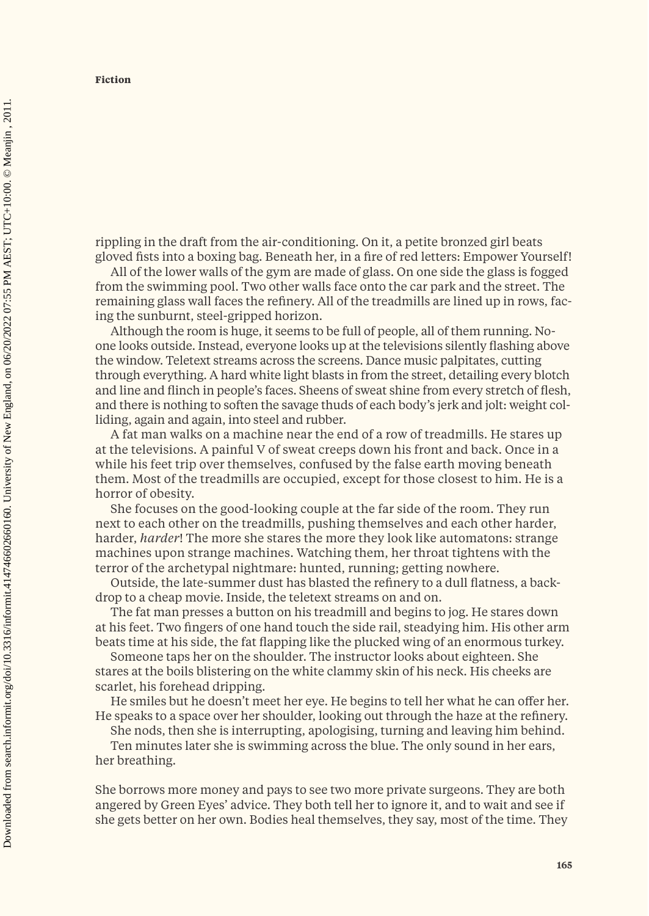rippling in the draft from the air-conditioning. On it, a petite bronzed girl beats gloved fists into a boxing bag. Beneath her, in a fire of red letters: Empower Yourself!

All of the lower walls of the gym are made of glass. On one side the glass is fogged from the swimming pool. Two other walls face onto the car park and the street. The remaining glass wall faces the refinery. All of the treadmills are lined up in rows, facing the sunburnt, steel-gripped horizon.

Although the room is huge, it seems to be full of people, all of them running. No-one looks outside. Instead, everyone looks up at the televisions silently flashing above the window. Teletext streams across the screens. Dance music palpitates, cutting through everything. A hard white light blasts in from the street, detailing every blotch and line and flinch in people's faces. Sheens of sweat shine from every stretch of flesh, and there is nothing to soften the savage thuds of each body's jerk and jolt: weight colliding, again and again, into steel and rubber.

A fat man walks on a machine near the end of a row of treadmills. He stares up at the televisions. A painful V of sweat creeps down his front and back. Once in a while his feet trip over themselves, confused by the false earth moving beneath them. Most of the treadmills are occupied, except for those closest to him. He is a horror of obesity.

She focuses on the good-looking couple at the far side of the room. They run next to each other on the treadmills, pushing themselves and each other harder, harder, *harder*! The more she stares the more they look like automatons: strange machines upon strange machines. Watching them, her throat tightens with the terror of the archetypal nightmare: hunted, running; getting nowhere.

Outside, the late-summer dust has blasted the refinery to a dull flatness, a backdrop to a cheap movie. Inside, the teletext streams on and on.

The fat man presses a button on his treadmill and begins to jog. He stares down at his feet. Two fingers of one hand touch the side rail, steadying him. His other arm beats time at his side, the fat flapping like the plucked wing of an enormous turkey.

Someone taps her on the shoulder. The instructor looks about eighteen. She stares at the boils blistering on the white clammy skin of his neck. His cheeks are scarlet, his forehead dripping.

He smiles but he doesn't meet her eye. He begins to tell her what he can offer her. He speaks to a space over her shoulder, looking out through the haze at the refinery.

She nods, then she is interrupting, apologising, turning and leaving him behind.

Ten minutes later she is swimming across the blue. The only sound in her ears, her breathing.

She borrows more money and pays to see two more private surgeons. They are both angered by Green Eyes' advice. They both tell her to ignore it, and to wait and see if she gets better on her own. Bodies heal themselves, they say, most of the time. They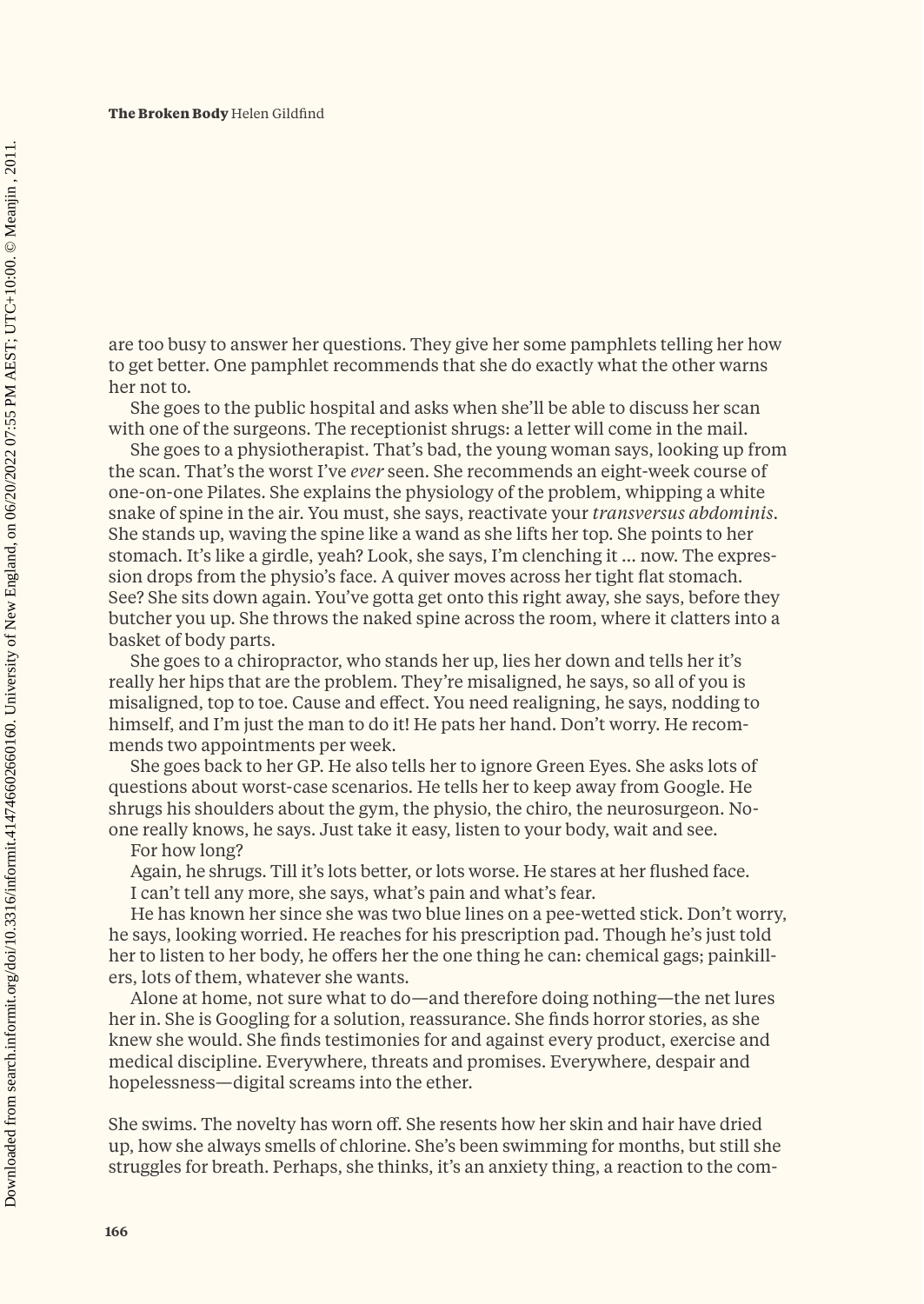are too busy to answer her questions. They give her some pamphlets telling her how to get better. One pamphlet recommends that she do exactly what the other warns her not to.

She goes to the public hospital and asks when she'll be able to discuss her scan with one of the surgeons. The receptionist shrugs: a letter will come in the mail.

She goes to a physiotherapist. That's bad, the young woman says, looking up from the scan. That's the worst I've *ever* seen. She recommends an eight-week course of one-on-one Pilates. She explains the physiology of the problem, whipping a white snake of spine in the air. You must, she says, reactivate your *transversus abdominis*. She stands up, waving the spine like a wand as she lifts her top. She points to her stomach. It's like a girdle, yeah? Look, she says, I'm clenching it … now. The expression drops from the physio's face. A quiver moves across her tight flat stomach. See? She sits down again. You've gotta get onto this right away, she says, before they butcher you up. She throws the naked spine across the room, where it clatters into a basket of body parts.

She goes to a chiropractor, who stands her up, lies her down and tells her it's really her hips that are the problem. They're misaligned, he says, so all of you is misaligned, top to toe. Cause and effect. You need realigning, he says, nodding to himself, and I'm just the man to do it! He pats her hand. Don't worry. He recommends two appointments per week.

She goes back to her GP. He also tells her to ignore Green Eyes. She asks lots of questions about worst-case scenarios. He tells her to keep away from Google. He shrugs his shoulders about the gym, the physio, the chiro, the neurosurgeon. No-one really knows, he says. Just take it easy, listen to your body, wait and see.

For how long?

Again, he shrugs. Till it's lots better, or lots worse. He stares at her flushed face.

I can't tell any more, she says, what's pain and what's fear.

He has known her since she was two blue lines on a pee-wetted stick. Don't worry, he says, looking worried. He reaches for his prescription pad. Though he's just told her to listen to her body, he offers her the one thing he can: chemical gags; painkillers, lots of them, whatever she wants.

Alone at home, not sure what to do—and therefore doing nothing—the net lures her in. She is Googling for a solution, reassurance. She finds horror stories, as she knew she would. She finds testimonies for and against every product, exercise and medical discipline. Everywhere, threats and promises. Everywhere, despair and hopelessness—digital screams into the ether.

She swims. The novelty has worn off. She resents how her skin and hair have dried up, how she always smells of chlorine. She's been swimming for months, but still she struggles for breath. Perhaps, she thinks, it's an anxiety thing, a reaction to the com-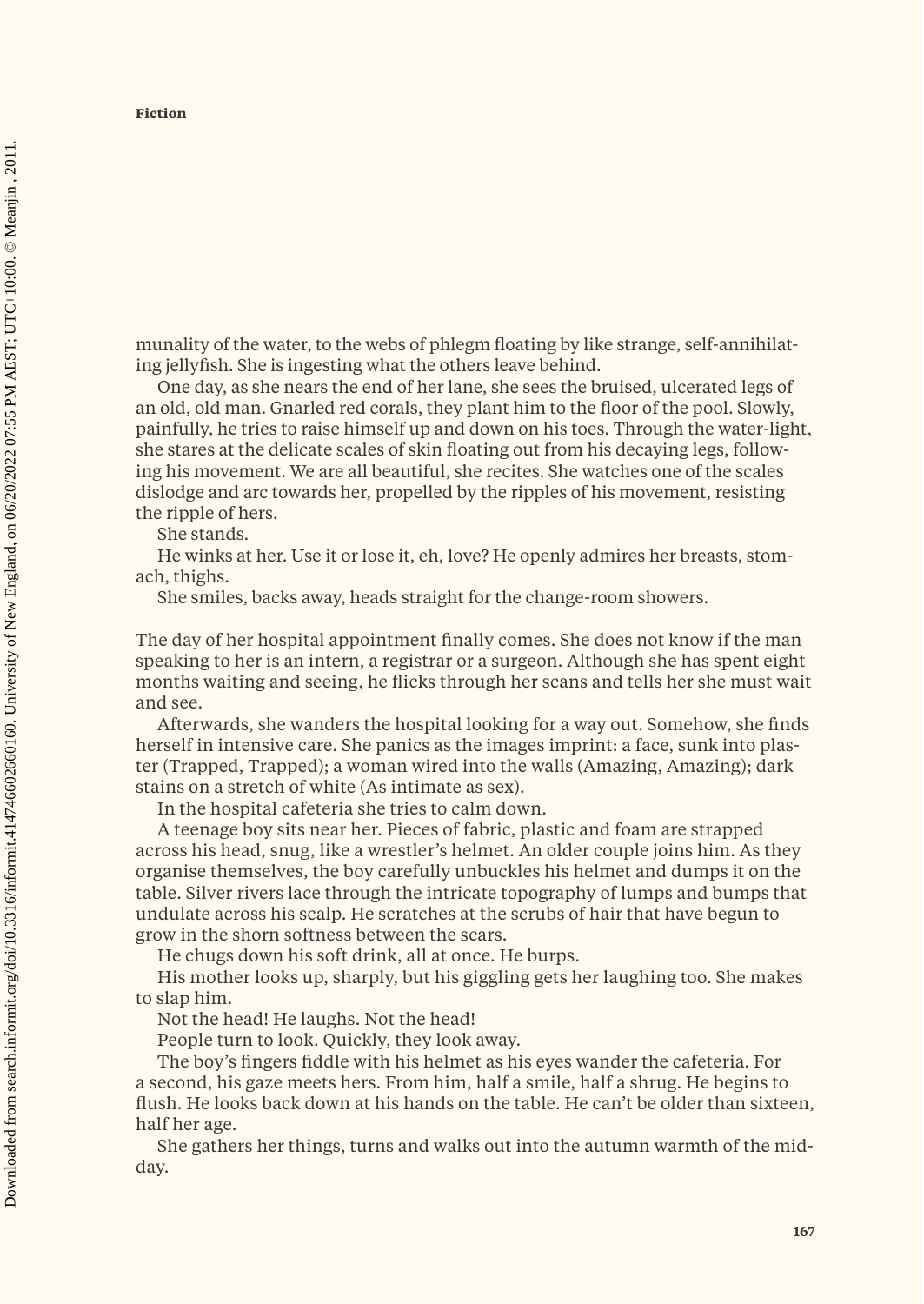munality of the water, to the webs of phlegm floating by like strange, self-annihilating jellyfish. She is ingesting what the others leave behind.

One day, as she nears the end of her lane, she sees the bruised, ulcerated legs of an old, old man. Gnarled red corals, they plant him to the floor of the pool. Slowly, painfully, he tries to raise himself up and down on his toes. Through the water-light, she stares at the delicate scales of skin floating out from his decaying legs, following his movement. We are all beautiful, she recites. She watches one of the scales dislodge and arc towards her, propelled by the ripples of his movement, resisting the ripple of hers.

She stands.

He winks at her. Use it or lose it, eh, love? He openly admires her breasts, stomach, thighs.

She smiles, backs away, heads straight for the change-room showers.

The day of her hospital appointment finally comes. She does not know if the man speaking to her is an intern, a registrar or a surgeon. Although she has spent eight months waiting and seeing, he flicks through her scans and tells her she must wait and see.

Afterwards, she wanders the hospital looking for a way out. Somehow, she finds herself in intensive care. She panics as the images imprint: a face, sunk into plaster (Trapped, Trapped); a woman wired into the walls (Amazing, Amazing); dark stains on a stretch of white (As intimate as sex).

In the hospital cafeteria she tries to calm down.

A teenage boy sits near her. Pieces of fabric, plastic and foam are strapped across his head, snug, like a wrestler's helmet. An older couple joins him. As they organise themselves, the boy carefully unbuckles his helmet and dumps it on the table. Silver rivers lace through the intricate topography of lumps and bumps that undulate across his scalp. He scratches at the scrubs of hair that have begun to grow in the shorn softness between the scars.

He chugs down his soft drink, all at once. He burps.

His mother looks up, sharply, but his giggling gets her laughing too. She makes to slap him.

Not the head! He laughs. Not the head!

People turn to look. Quickly, they look away.

The boy's fingers fiddle with his helmet as his eyes wander the cafeteria. For a second, his gaze meets hers. From him, half a smile, half a shrug. He begins to flush. He looks back down at his hands on the table. He can't be older than sixteen, half her age.

She gathers her things, turns and walks out into the autumn warmth of the midday.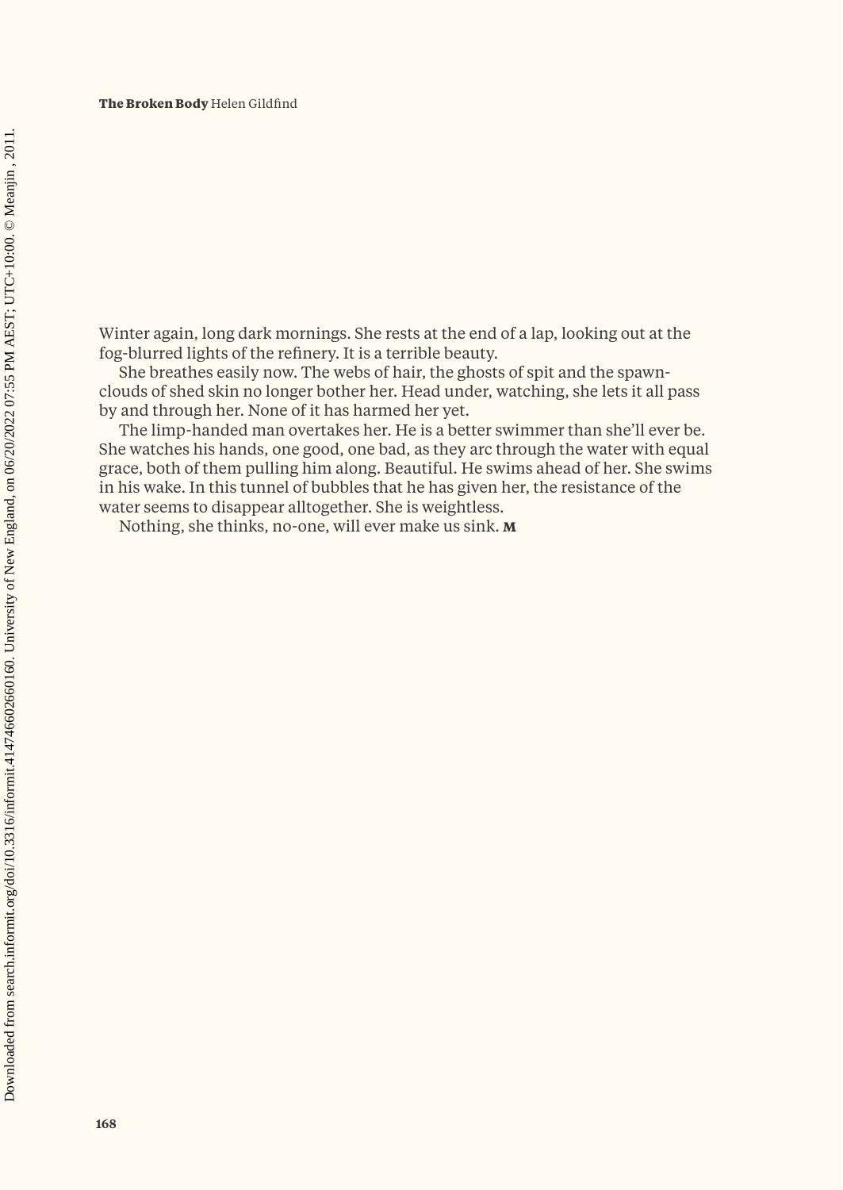Winter again, long dark mornings. She rests at the end of a lap, looking out at the fog-blurred lights of the refinery. It is a terrible beauty.

She breathes easily now. The webs of hair, the ghosts of spit and the spawn-clouds of shed skin no longer bother her. Head under, watching, she lets it all pass by and through her. None of it has harmed her yet.

The limp-handed man overtakes her. He is a better swimmer than she'll ever be. She watches his hands, one good, one bad, as they arc through the water with equal grace, both of them pulling him along. Beautiful. He swims ahead of her. She swims in his wake. In this tunnel of bubbles that he has given her, the resistance of the water seems to disappear alltogether. She is weightless.

Nothing, she thinks, no-one, will ever make us sink. **M**